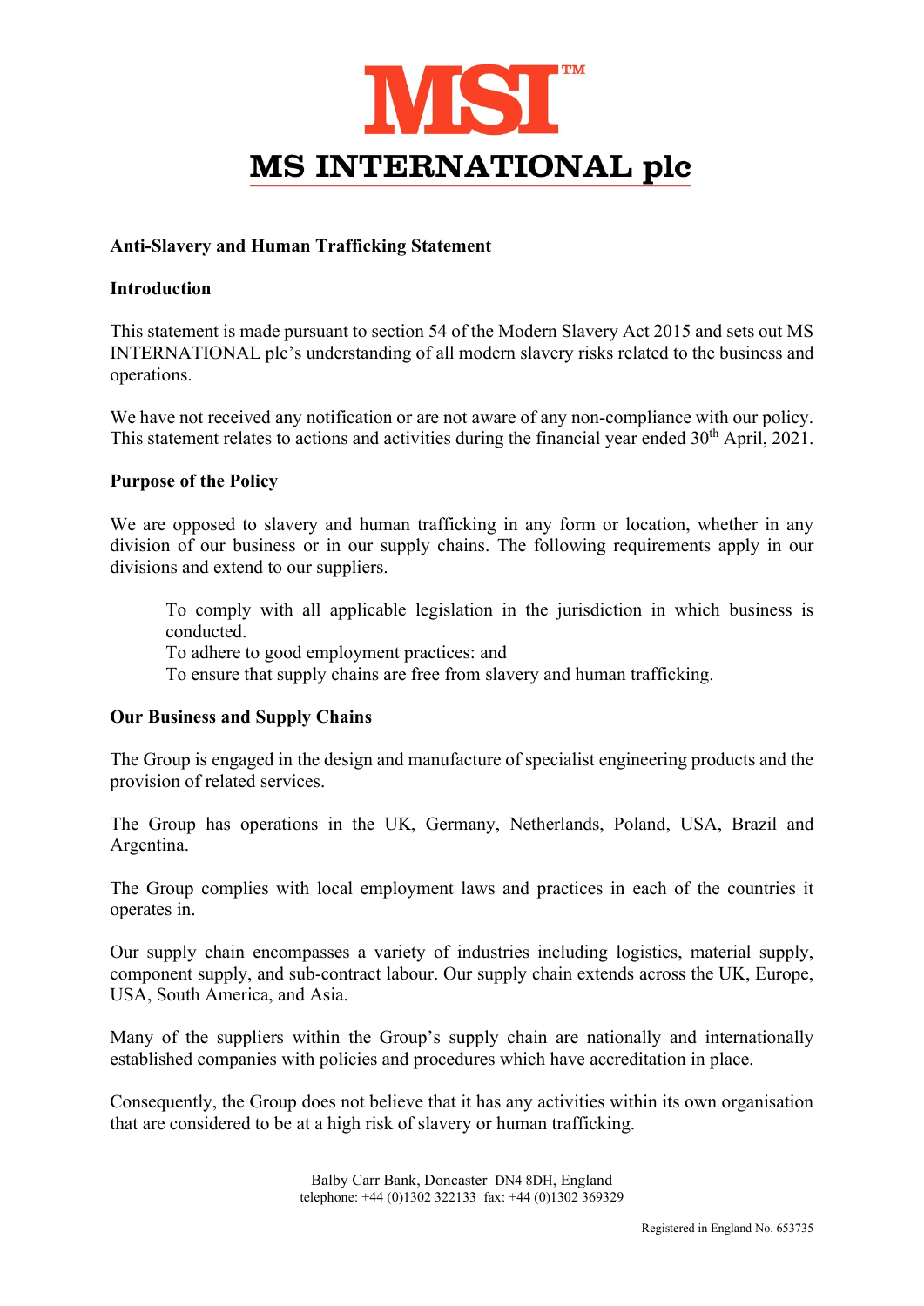# MS INTERNATIONAL plc

**Anti-Slavery and Human Trafficking Statement**

**Introduction**

This statement is made pursuant to section 54 of the Modern Slavery Act 2015 and sets out MS INTERNATIONAL plc's understanding of all modern slavery risks related to the business and operations.

We have not received any notification or are not aware of any non-compliance with our policy. This statement relates to actions and activities during the financial year ended 30th April, 2021.

**Purpose of the Policy**

We are opposed to slavery and human trafficking in any form or location, whether in any division of our business or in our supply chains. The following requirements apply in our divisions and extend to our suppliers.

> To comply with all applicable legislation in the jurisdiction in which business is conducted.
> To adhere to good employment practices: and
> To ensure that supply chains are free from slavery and human trafficking.

**Our Business and Supply Chains**

The Group is engaged in the design and manufacture of specialist engineering products and the provision of related services.

The Group has operations in the UK, Germany, Netherlands, Poland, USA, Brazil and Argentina.

The Group complies with local employment laws and practices in each of the countries it operates in.

Our supply chain encompasses a variety of industries including logistics, material supply, component supply, and sub-contract labour. Our supply chain extends across the UK, Europe, USA, South America, and Asia.

Many of the suppliers within the Group's supply chain are nationally and internationally established companies with policies and procedures which have accreditation in place.

Consequently, the Group does not believe that it has any activities within its own organisation that are considered to be at a high risk of slavery or human trafficking.

Balby Carr Bank, Doncaster DN4 8DH, England
telephone: +44 (0)1302 322133 fax: +44 (0)1302 369329

Registered in England No. 653735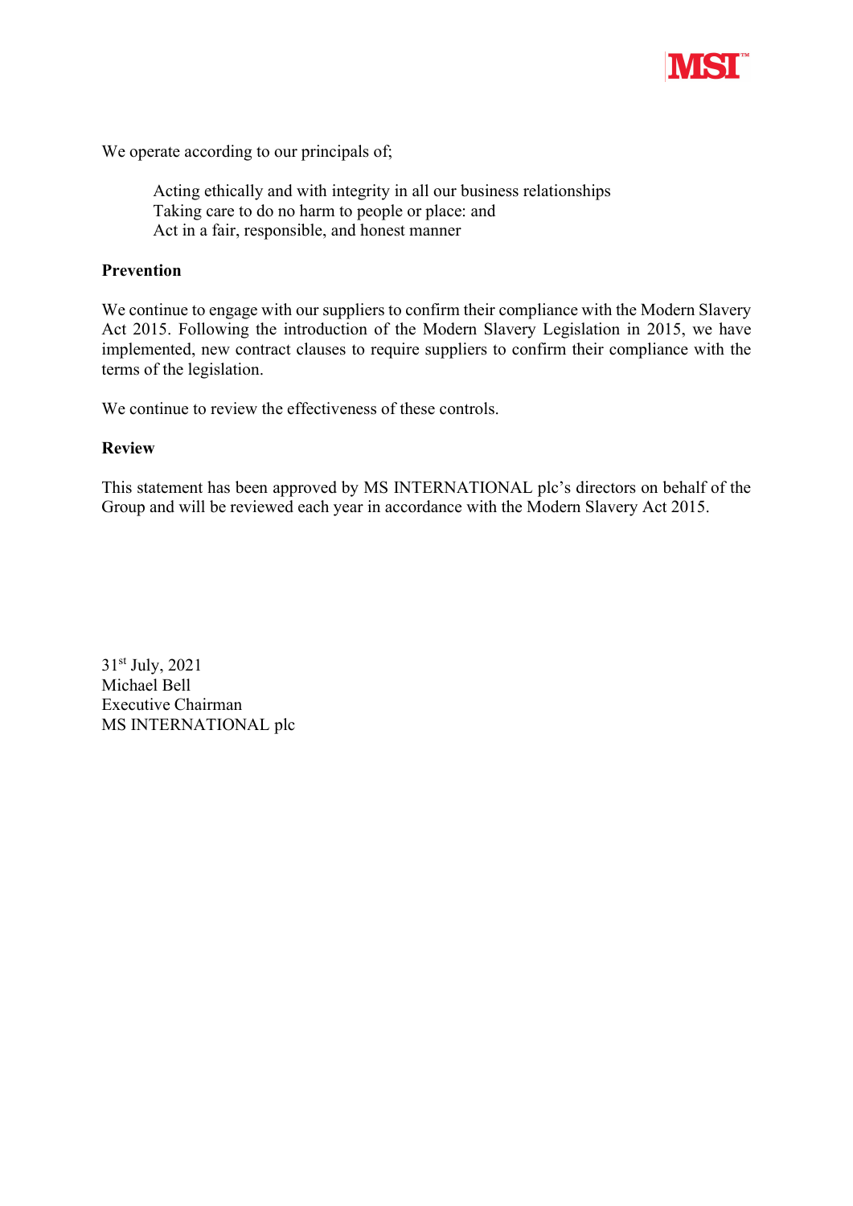We operate according to our principals of;

Acting ethically and with integrity in all our business relationships
Taking care to do no harm to people or place: and
Act in a fair, responsible, and honest manner

**Prevention**

We continue to engage with our suppliers to confirm their compliance with the Modern Slavery Act 2015. Following the introduction of the Modern Slavery Legislation in 2015, we have implemented, new contract clauses to require suppliers to confirm their compliance with the terms of the legislation.

We continue to review the effectiveness of these controls.

**Review**

This statement has been approved by MS INTERNATIONAL plc's directors on behalf of the Group and will be reviewed each year in accordance with the Modern Slavery Act 2015.

31st July, 2021
Michael Bell
Executive Chairman
MS INTERNATIONAL plc